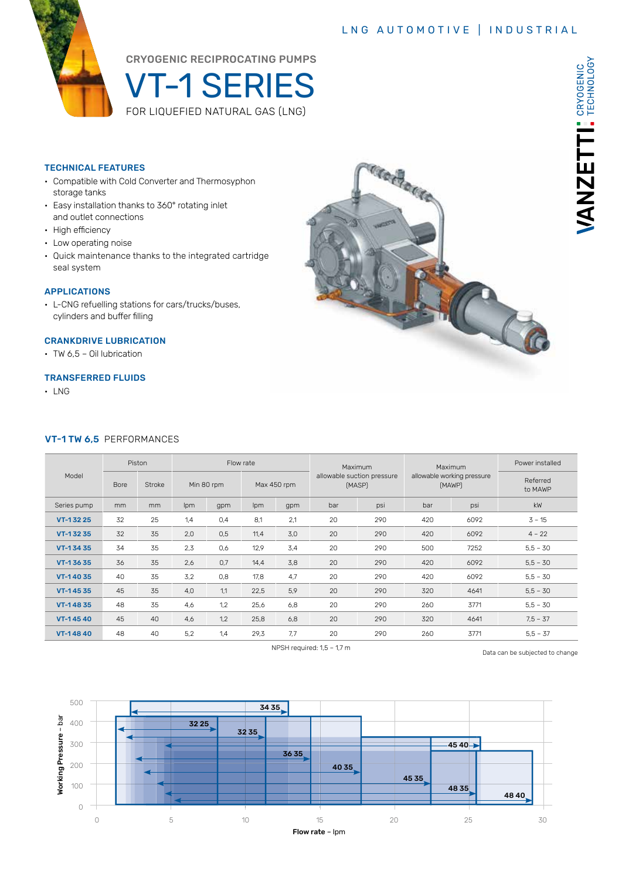LNG AUTOMOTIVE | INDUSTRIAL

CRYOGENIC RECIPROCATING PUMPS

# VT-1 SERIES

FOR LIQUEFIED NATURAL GAS (LNG)

VANZETTI CRYOGENIC TECHNOLOGY

## TECHNICAL FEATURES

- Compatible with Cold Converter and Thermosyphon storage tanks
- Easy installation thanks to 360° rotating inlet and outlet connections
- High efficiency
- Low operating noise
- Quick maintenance thanks to the integrated cartridge seal system

## APPLICATIONS

- L-CNG refuelling stations for cars/trucks/buses, cylinders and buffer filling

## CRANKDRIVE LUBRICATION

- TW 6,5 – Oil lubrication

## TRANSFERRED FLUIDS

- LNG

## VT-1 TW 6,5 PERFORMANCES

| Model | Piston | | Flow rate | | | | Maximum allowable suction pressure (MASP) | | Maximum allowable working pressure (MAWP) | | Power installed |
|---|---|---|---|---|---|---|---|---|---|---|---|
| | Bore | Stroke | Min 80 rpm | | Max 450 rpm | | | | | | Referred to MAWP |
| Series pump | mm | mm | lpm | gpm | lpm | gpm | bar | psi | bar | psi | kW |
| **VT-1 32 25** | 32 | 25 | 1,4 | 0,4 | 8,1 | 2,1 | 20 | 290 | 420 | 6092 | 3 – 15 |
| **VT-1 32 35** | 32 | 35 | 2,0 | 0,5 | 11,4 | 3,0 | 20 | 290 | 420 | 6092 | 4 – 22 |
| **VT-1 34 35** | 34 | 35 | 2,3 | 0,6 | 12,9 | 3,4 | 20 | 290 | 500 | 7252 | 5,5 – 30 |
| **VT-1 36 35** | 36 | 35 | 2,6 | 0,7 | 14,4 | 3,8 | 20 | 290 | 420 | 6092 | 5,5 – 30 |
| **VT-1 40 35** | 40 | 35 | 3,2 | 0,8 | 17,8 | 4,7 | 20 | 290 | 420 | 6092 | 5,5 – 30 |
| **VT-1 45 35** | 45 | 35 | 4,0 | 1,1 | 22,5 | 5,9 | 20 | 290 | 320 | 4641 | 5,5 – 30 |
| **VT-1 48 35** | 48 | 35 | 4,6 | 1,2 | 25,6 | 6,8 | 20 | 290 | 260 | 3771 | 5,5 – 30 |
| **VT-1 45 40** | 45 | 40 | 4,6 | 1,2 | 25,8 | 6,8 | 20 | 290 | 320 | 4641 | 7,5 – 37 |
| **VT-1 48 40** | 48 | 40 | 5,2 | 1,4 | 29,3 | 7,7 | 20 | 290 | 260 | 3771 | 5,5 – 37 |

NPSH required: 1,5 – 1,7 m

Data can be subjected to change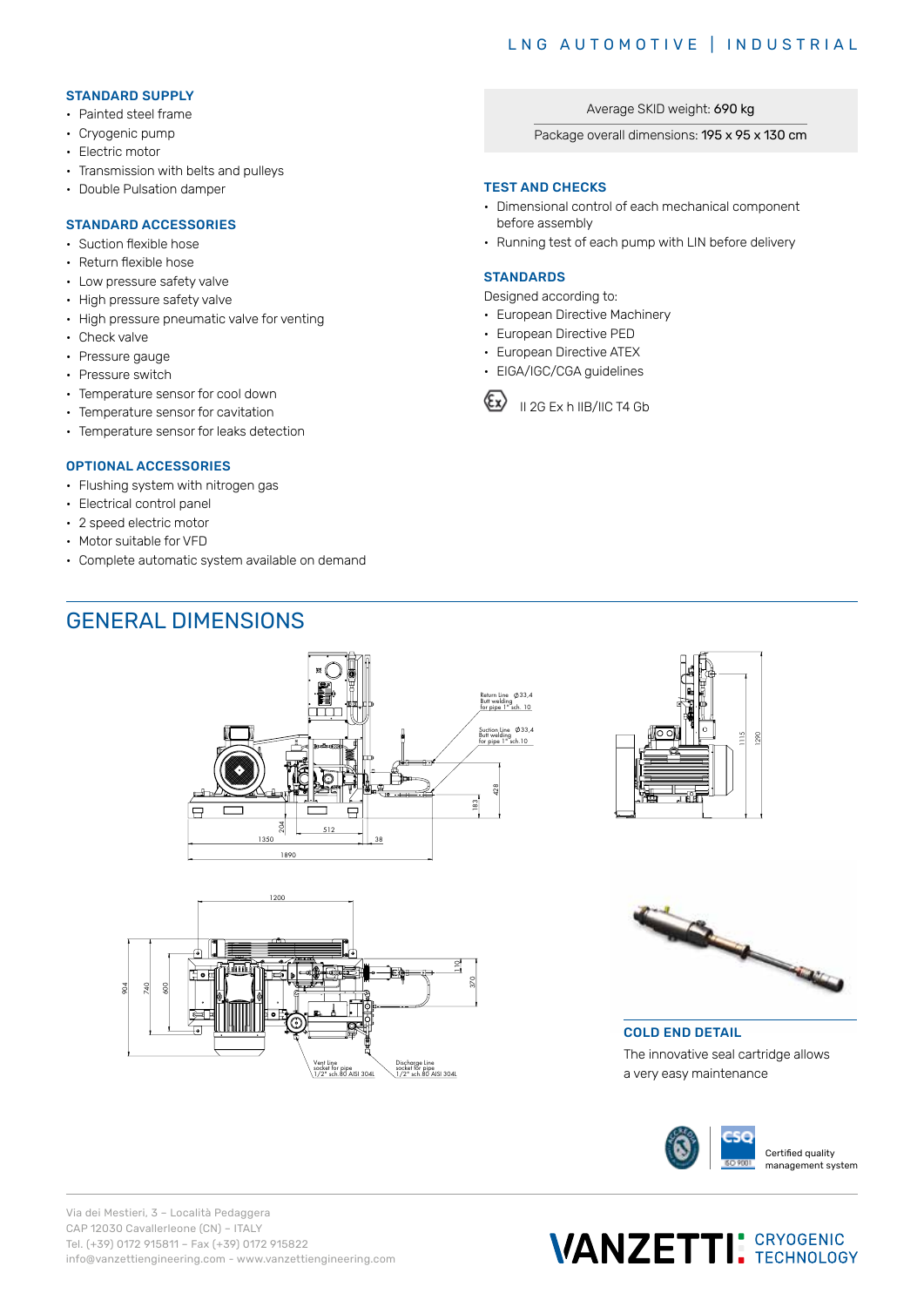## STANDARD SUPPLY

- Painted steel frame
- Cryogenic pump
- Electric motor
- Transmission with belts and pulleys
- Double Pulsation damper

## STANDARD ACCESSORIES

- Suction flexible hose
- Return flexible hose
- Low pressure safety valve
- High pressure safety valve
- High pressure pneumatic valve for venting
- Check valve
- Pressure gauge
- Pressure switch
- Temperature sensor for cool down
- Temperature sensor for cavitation
- Temperature sensor for leaks detection

## OPTIONAL ACCESSORIES

- Flushing system with nitrogen gas
- Electrical control panel
- 2 speed electric motor
- Motor suitable for VFD
- Complete automatic system available on demand

Average SKID weight: 690 kg

Package overall dimensions: 195 x 95 x 130 cm

## TEST AND CHECKS

- Dimensional control of each mechanical component before assembly
- Running test of each pump with LIN before delivery

## STANDARDS

Designed according to:

- European Directive Machinery
- European Directive PED
- European Directive ATEX
- EIGA/IGC/CGA guidelines

II 2G Ex h IIB/IIC T4 Gb

# GENERAL DIMENSIONS

Return line Ø33,4
Butt welding
for pipe 1" sch. 10

Suction line Ø33,4
Butt welding
for pipe 1" sch.10

428
183
204
512
38
1350
1890

1115
1290

1200
904
740
600
110
370

Vent line
socket for pipe
1/2" sch.80 AISI 304L

Discharge line
socket for pipe
1/2" sch.80 AISI 304L

## COLD END DETAIL

The innovative seal cartridge allows a very easy maintenance

Certified quality management system

Via dei Mestieri, 3 – Località Pedaggera
CAP 12030 Cavallerleone (CN) – ITALY
Tel. (+39) 0172 915811 – Fax (+39) 0172 915822
info@vanzettiengineering.com – www.vanzettiengineering.com

VANZETTI CRYOGENIC TECHNOLOGY